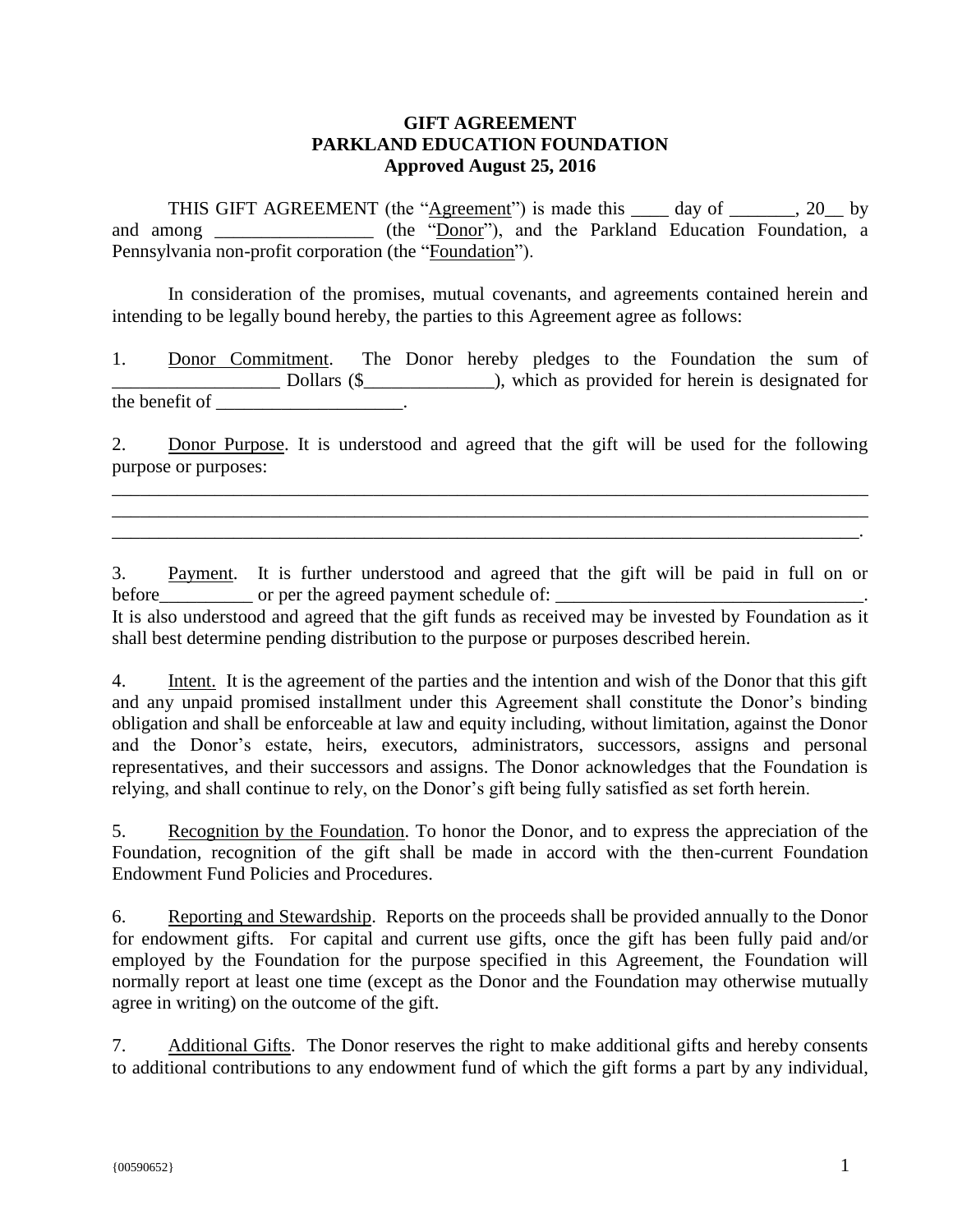**GIFT AGREEMENT**
**PARKLAND EDUCATION FOUNDATION**
**Approved August 25, 2016**

THIS GIFT AGREEMENT (the "Agreement") is made this ____ day of _______, 20__ by and among _________________ (the "Donor"), and the Parkland Education Foundation, a Pennsylvania non-profit corporation (the "Foundation").

In consideration of the promises, mutual covenants, and agreements contained herein and intending to be legally bound hereby, the parties to this Agreement agree as follows:

1. Donor Commitment. The Donor hereby pledges to the Foundation the sum of __________________ Dollars ($______________), which as provided for herein is designated for the benefit of ____________________.

2. Donor Purpose. It is understood and agreed that the gift will be used for the following purpose or purposes:
_____________________________________________________________________________________
_____________________________________________________________________________________
____________________________________________________________________________________.

3. Payment. It is further understood and agreed that the gift will be paid in full on or before__________ or per the agreed payment schedule of: _________________________________. It is also understood and agreed that the gift funds as received may be invested by Foundation as it shall best determine pending distribution to the purpose or purposes described herein.

4. Intent. It is the agreement of the parties and the intention and wish of the Donor that this gift and any unpaid promised installment under this Agreement shall constitute the Donor's binding obligation and shall be enforceable at law and equity including, without limitation, against the Donor and the Donor's estate, heirs, executors, administrators, successors, assigns and personal representatives, and their successors and assigns. The Donor acknowledges that the Foundation is relying, and shall continue to rely, on the Donor's gift being fully satisfied as set forth herein.

5. Recognition by the Foundation. To honor the Donor, and to express the appreciation of the Foundation, recognition of the gift shall be made in accord with the then-current Foundation Endowment Fund Policies and Procedures.

6. Reporting and Stewardship. Reports on the proceeds shall be provided annually to the Donor for endowment gifts. For capital and current use gifts, once the gift has been fully paid and/or employed by the Foundation for the purpose specified in this Agreement, the Foundation will normally report at least one time (except as the Donor and the Foundation may otherwise mutually agree in writing) on the outcome of the gift.

7. Additional Gifts. The Donor reserves the right to make additional gifts and hereby consents to additional contributions to any endowment fund of which the gift forms a part by any individual,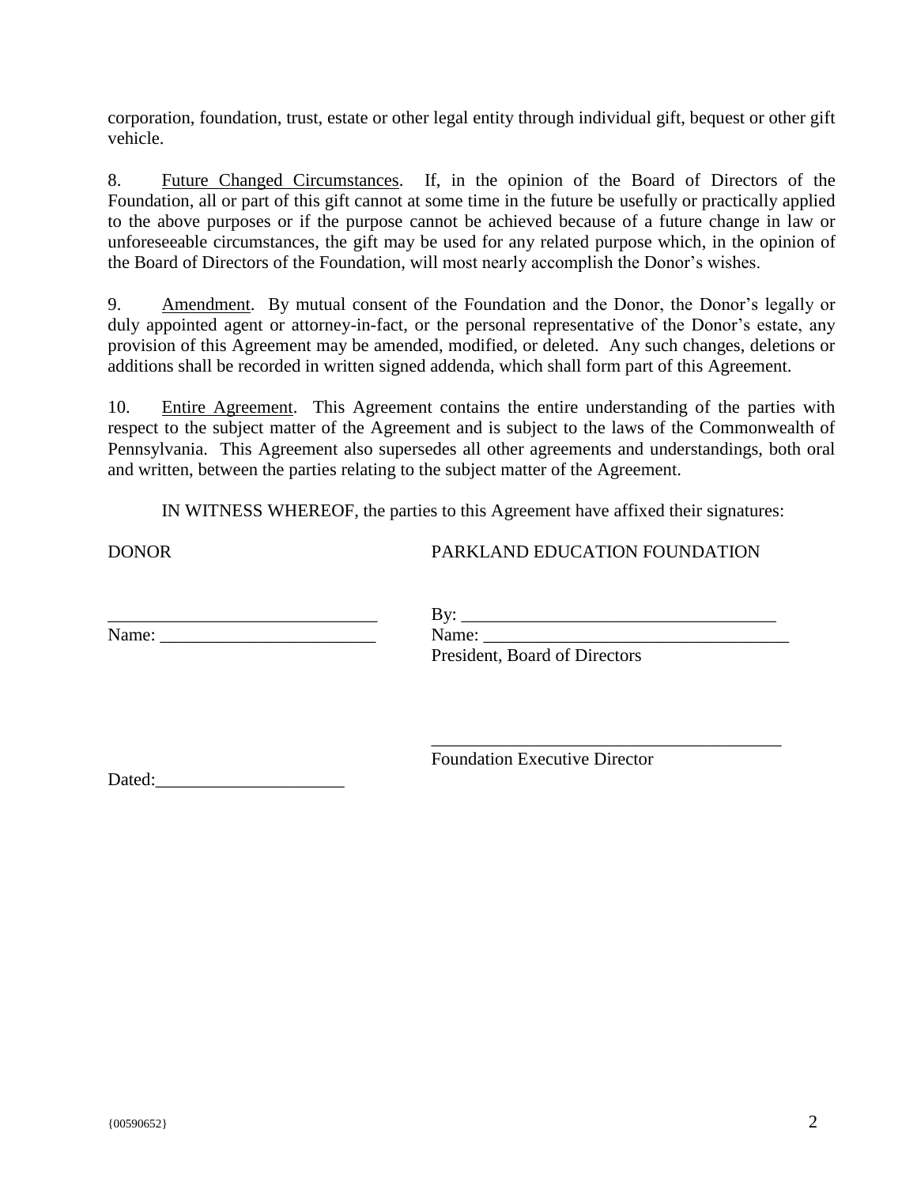corporation, foundation, trust, estate or other legal entity through individual gift, bequest or other gift vehicle.

8. Future Changed Circumstances. If, in the opinion of the Board of Directors of the Foundation, all or part of this gift cannot at some time in the future be usefully or practically applied to the above purposes or if the purpose cannot be achieved because of a future change in law or unforeseeable circumstances, the gift may be used for any related purpose which, in the opinion of the Board of Directors of the Foundation, will most nearly accomplish the Donor's wishes.

9. Amendment. By mutual consent of the Foundation and the Donor, the Donor's legally or duly appointed agent or attorney-in-fact, or the personal representative of the Donor's estate, any provision of this Agreement may be amended, modified, or deleted. Any such changes, deletions or additions shall be recorded in written signed addenda, which shall form part of this Agreement.

10. Entire Agreement. This Agreement contains the entire understanding of the parties with respect to the subject matter of the Agreement and is subject to the laws of the Commonwealth of Pennsylvania. This Agreement also supersedes all other agreements and understandings, both oral and written, between the parties relating to the subject matter of the Agreement.

IN WITNESS WHEREOF, the parties to this Agreement have affixed their signatures:

DONOR

______________________________
Name: ________________________

Dated:_____________________

PARKLAND EDUCATION FOUNDATION

By: ___________________________________
Name: __________________________________
President, Board of Directors

________________________________________
Foundation Executive Director

{00590652}